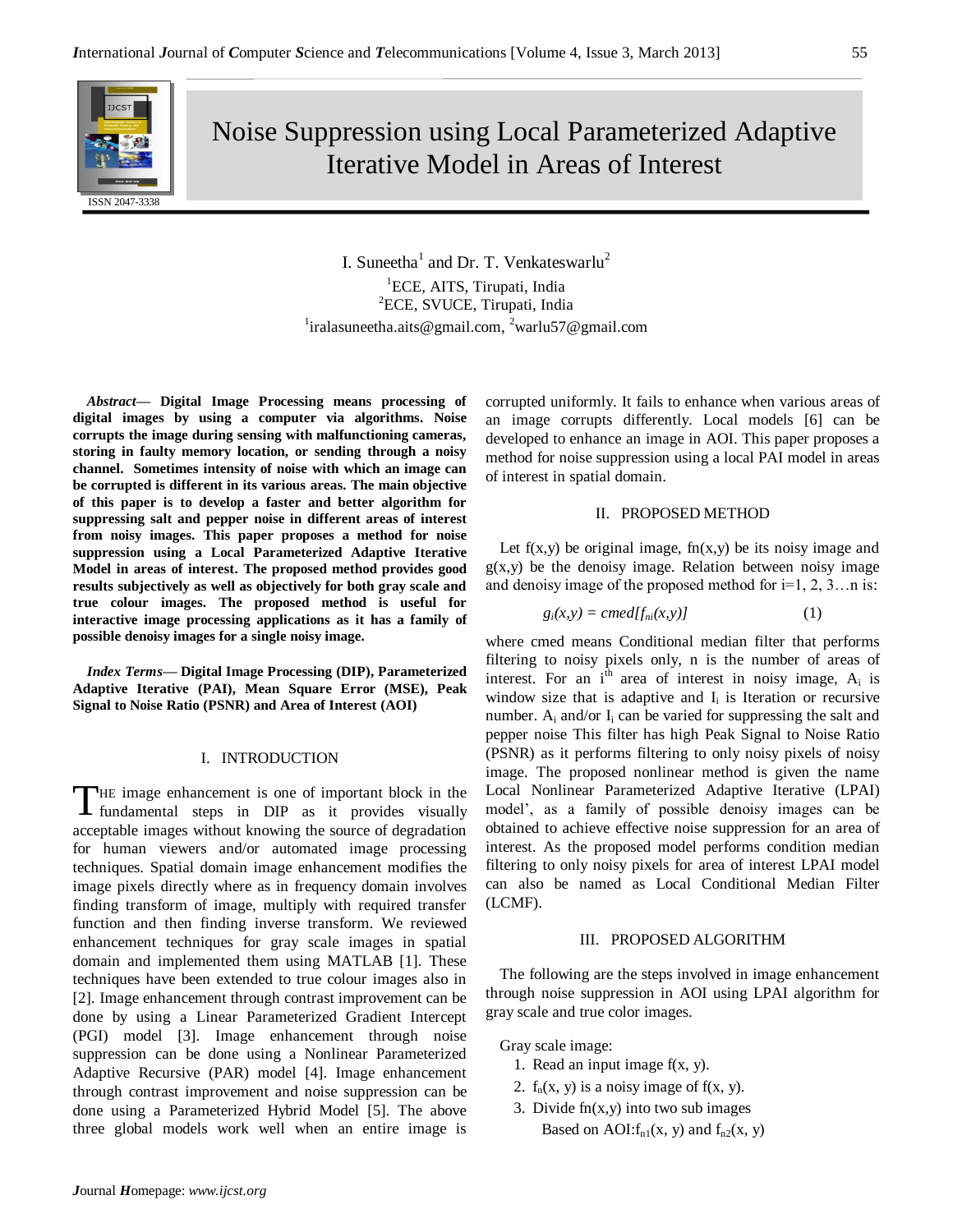# Noise Suppression using Local Parameterized Adaptive Iterative Model in Areas of Interest

ISSN 2047-3338

I. Suneetha[1] and Dr. T. Venkateswarlu[2]

[1]ECE, AITS, Tirupati, India
[2]ECE, SVUCE, Tirupati, India
[1]iralasuneetha.aits@gmail.com, [2]warlu57@gmail.com

***Abstract*— Digital Image Processing means processing of digital images by using a computer via algorithms. Noise corrupts the image during sensing with malfunctioning cameras, storing in faulty memory location, or sending through a noisy channel. Sometimes intensity of noise with which an image can be corrupted is different in its various areas. The main objective of this paper is to develop a faster and better algorithm for suppressing salt and pepper noise in different areas of interest from noisy images. This paper proposes a method for noise suppression using a Local Parameterized Adaptive Iterative Model in areas of interest. The proposed method provides good results subjectively as well as objectively for both gray scale and true colour images. The proposed method is useful for interactive image processing applications as it has a family of possible denoise images for a single noisy image.**

***Index Terms*— Digital Image Processing (DIP), Parameterized Adaptive Iterative (PAI), Mean Square Error (MSE), Peak Signal to Noise Ratio (PSNR) and Area of Interest (AOI)**

## I. INTRODUCTION

THE image enhancement is one of important block in the fundamental steps in DIP as it provides visually acceptable images without knowing the source of degradation for human viewers and/or automated image processing techniques. Spatial domain image enhancement modifies the image pixels directly where as in frequency domain involves finding transform of image, multiply with required transfer function and then finding inverse transform. We reviewed enhancement techniques for gray scale images in spatial domain and implemented them using MATLAB [1]. These techniques have been extended to true colour images also in [2]. Image enhancement through contrast improvement can be done by using a Linear Parameterized Gradient Intercept (PGI) model [3]. Image enhancement through noise suppression can be done using a Nonlinear Parameterized Adaptive Recursive (PAR) model [4]. Image enhancement through contrast improvement and noise suppression can be done using a Parameterized Hybrid Model [5]. The above three global models work well when an entire image is corrupted uniformly. It fails to enhance when various areas of an image corrupts differently. Local models [6] can be developed to enhance an image in AOI. This paper proposes a method for noise suppression using a local PAI model in areas of interest in spatial domain.

## II. PROPOSED METHOD

Let f(x,y) be original image, fn(x,y) be its noisy image and g(x,y) be the denoise image. Relation between noisy image and denoise image of the proposed method for i=1, 2, 3…n is:

$$g_i(x,y) = cmed[f_{ni}(x,y)] \qquad (1)$$

where cmed means Conditional median filter that performs filtering to noisy pixels only, n is the number of areas of interest. For an $i^{th}$ area of interest in noisy image, $A_i$ is window size that is adaptive and $I_i$ is Iteration or recursive number. $A_i$ and/or $I_i$ can be varied for suppressing the salt and pepper noise This filter has high Peak Signal to Noise Ratio (PSNR) as it performs filtering to only noisy pixels of noisy image. The proposed nonlinear method is given the name Local Nonlinear Parameterized Adaptive Iterative (LPAI) model', as a family of possible denoisy images can be obtained to achieve effective noise suppression for an area of interest. As the proposed model performs condition median filtering to only noisy pixels for area of interest LPAI model can also be named as Local Conditional Median Filter (LCMF).

## III. PROPOSED ALGORITHM

The following are the steps involved in image enhancement through noise suppression in AOI using LPAI algorithm for gray scale and true color images.

Gray scale image:

1. Read an input image f(x, y).
2. $f_n(x, y)$ is a noisy image of f(x, y).
3. Divide fn(x,y) into two sub images Based on AOI:$f_{n1}(x, y)$ and $f_{n2}(x, y)$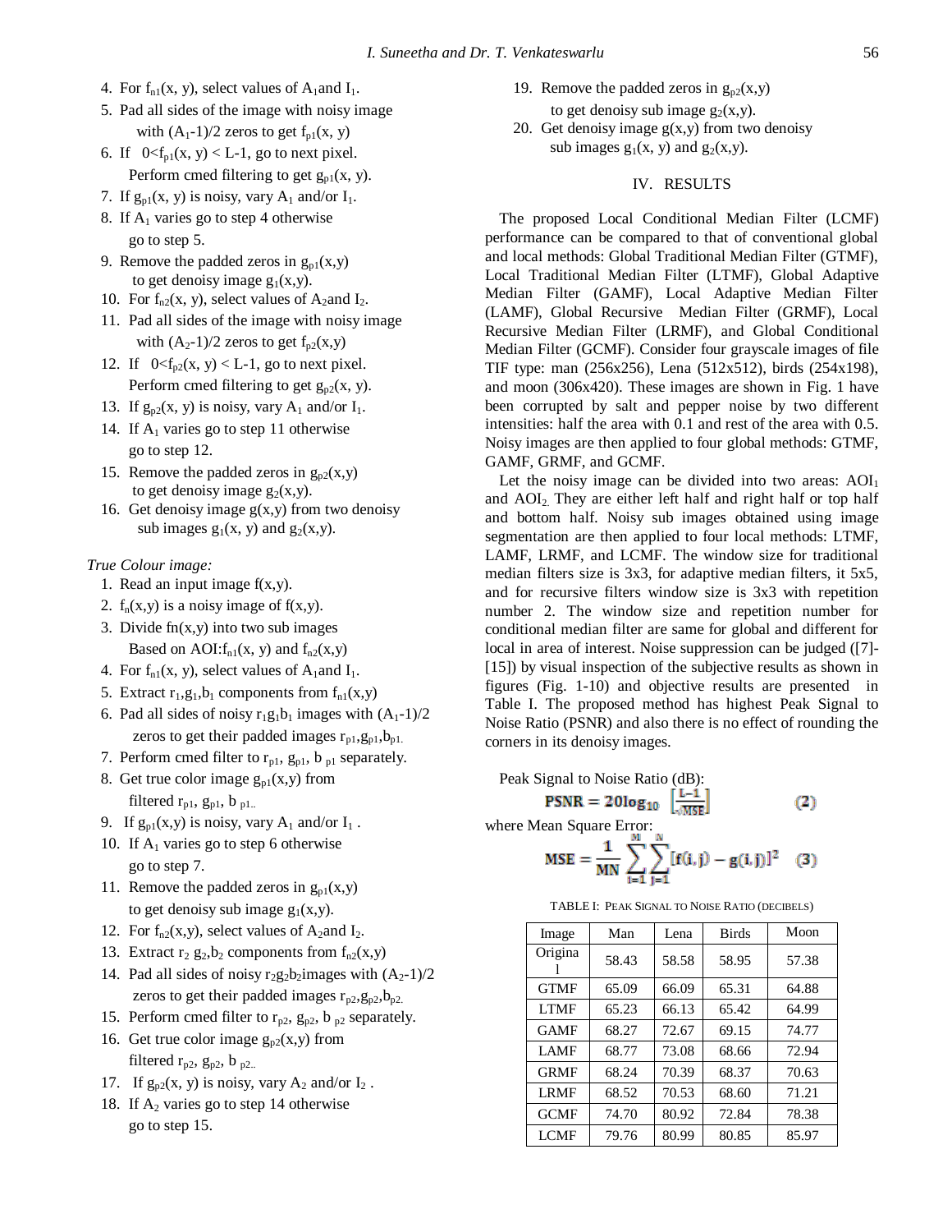4. For $f_{n1}(x, y)$, select values of $A_1$and $I_1$.
5. Pad all sides of the image with noisy image with $(A_1-1)/2$ zeros to get $f_{p1}(x, y)$
6. If $0<f_{p1}(x, y) < L-1$, go to next pixel. Perform cmed filtering to get $g_{p1}(x, y)$.
7. If $g_{p1}(x, y)$ is noisy, vary $A_1$ and/or $I_1$.
8. If $A_1$ varies go to step 4 otherwise go to step 5.
9. Remove the padded zeros in $g_{p1}(x,y)$ to get denoisy image $g_1(x,y)$.
10. For $f_{n2}(x, y)$, select values of $A_2$and $I_2$.
11. Pad all sides of the image with noisy image with $(A_2-1)/2$ zeros to get $f_{p2}(x,y)$
12. If $0<f_{p2}(x, y) < L-1$, go to next pixel. Perform cmed filtering to get $g_{p2}(x, y)$.
13. If $g_{p2}(x, y)$ is noisy, vary $A_1$ and/or $I_1$.
14. If $A_1$ varies go to step 11 otherwise go to step 12.
15. Remove the padded zeros in $g_{p2}(x,y)$ to get denoisy image $g_2(x,y)$.
16. Get denoisy image $g(x,y)$ from two denoisy sub images $g_1(x, y)$ and $g_2(x,y)$.

*True Colour image:*

1. Read an input image $f(x,y)$.
2. $f_n(x,y)$ is a noisy image of $f(x,y)$.
3. Divide $fn(x,y)$ into two sub images Based on AOI:$f_{n1}(x, y)$ and $f_{n2}(x,y)$
4. For $f_{n1}(x, y)$, select values of $A_1$and $I_1$.
5. Extract $r_1,g_1,b_1$ components from $f_{n1}(x,y)$
6. Pad all sides of noisy $r_1g_1b_1$ images with $(A_1-1)/2$ zeros to get their padded images $r_{p1},g_{p1},b_{p1.}$
7. Perform cmed filter to $r_{p1}$, $g_{p1}$, $b_{p1}$ separately.
8. Get true color image $g_{p1}(x,y)$ from filtered $r_{p1}$, $g_{p1}$, $b_{p1..}$
9. If $g_{p1}(x,y)$ is noisy, vary $A_1$ and/or $I_1$ .
10. If $A_1$ varies go to step 6 otherwise go to step 7.
11. Remove the padded zeros in $g_{p1}(x,y)$ to get denoisy sub image $g_1(x,y)$.
12. For $f_{n2}(x,y)$, select values of $A_2$and $I_2$.
13. Extract $r_2$ $g_2$,$b_2$ components from $f_{n2}(x,y)$
14. Pad all sides of noisy $r_2g_2b_2$images with $(A_2-1)/2$ zeros to get their padded images $r_{p2},g_{p2},b_{p2.}$
15. Perform cmed filter to $r_{p2}$, $g_{p2}$, $b_{p2}$ separately.
16. Get true color image $g_{p2}(x,y)$ from filtered $r_{p2}$, $g_{p2}$, $b_{p2..}$
17. If $g_{p2}(x, y)$ is noisy, vary $A_2$ and/or $I_2$ .
18. If $A_2$ varies go to step 14 otherwise go to step 15.
19. Remove the padded zeros in $g_{p2}(x,y)$ to get denoisy sub image $g_2(x,y)$.
20. Get denoisy image $g(x,y)$ from two denoisy sub images $g_1(x, y)$ and $g_2(x,y)$.

## IV. RESULTS

The proposed Local Conditional Median Filter (LCMF) performance can be compared to that of conventional global and local methods: Global Traditional Median Filter (GTMF), Local Traditional Median Filter (LTMF), Global Adaptive Median Filter (GAMF), Local Adaptive Median Filter (LAMF), Global Recursive Median Filter (GRMF), Local Recursive Median Filter (LRMF), and Global Conditional Median Filter (GCMF). Consider four grayscale images of file TIF type: man (256x256), Lena (512x512), birds (254x198), and moon (306x420). These images are shown in Fig. 1 have been corrupted by salt and pepper noise by two different intensities: half the area with 0.1 and rest of the area with 0.5. Noisy images are then applied to four global methods: GTMF, GAMF, GRMF, and GCMF.

Let the noisy image can be divided into two areas: $AOI_1$ and $AOI_2$. They are either left half and right half or top half and bottom half. Noisy sub images obtained using image segmentation are then applied to four local methods: LTMF, LAMF, LRMF, and LCMF. The window size for traditional median filters size is 3x3, for adaptive median filters, it 5x5, and for recursive filters window size is 3x3 with repetition number 2. The window size and repetition number for conditional median filter are same for global and different for local in area of interest. Noise suppression can be judged ([7]-[15]) by visual inspection of the subjective results as shown in figures (Fig. 1-10) and objective results are presented in Table I. The proposed method has highest Peak Signal to Noise Ratio (PSNR) and also there is no effect of rounding the corners in its denoisy images.

Peak Signal to Noise Ratio (dB):

$$\mathbf{PSNR = 20log_{10}} \left[\frac{L-1}{\sqrt{MSE}}\right] \qquad (2)$$

where Mean Square Error:

$$\mathbf{MSE = \frac{1}{MN}\sum_{i=1}^{M}\sum_{j=1}^{N}[f(i,j) - g(i,j)]^2} \qquad (3)$$

TABLE I: PEAK SIGNAL TO NOISE RATIO (DECIBELS)

| Image | Man | Lena | Birds | Moon |
|---|---|---|---|---|
| Original | 58.43 | 58.58 | 58.95 | 57.38 |
| GTMF | 65.09 | 66.09 | 65.31 | 64.88 |
| LTMF | 65.23 | 66.13 | 65.42 | 64.99 |
| GAMF | 68.27 | 72.67 | 69.15 | 74.77 |
| LAMF | 68.77 | 73.08 | 68.66 | 72.94 |
| GRMF | 68.24 | 70.39 | 68.37 | 70.63 |
| LRMF | 68.52 | 70.53 | 68.60 | 71.21 |
| GCMF | 74.70 | 80.92 | 72.84 | 78.38 |
| LCMF | 79.76 | 80.99 | 80.85 | 85.97 |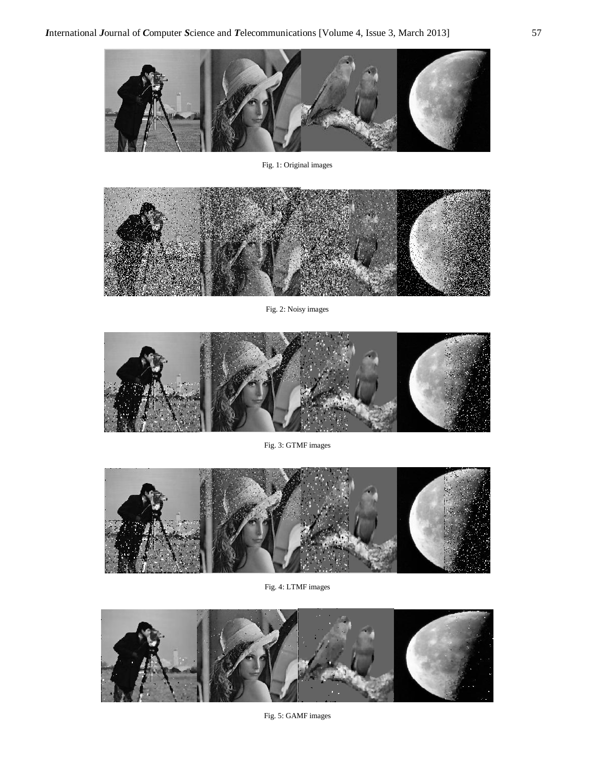Fig. 1: Original images

Fig. 2: Noisy images

Fig. 3: GTMF images

Fig. 4: LTMF images

Fig. 5: GAMF images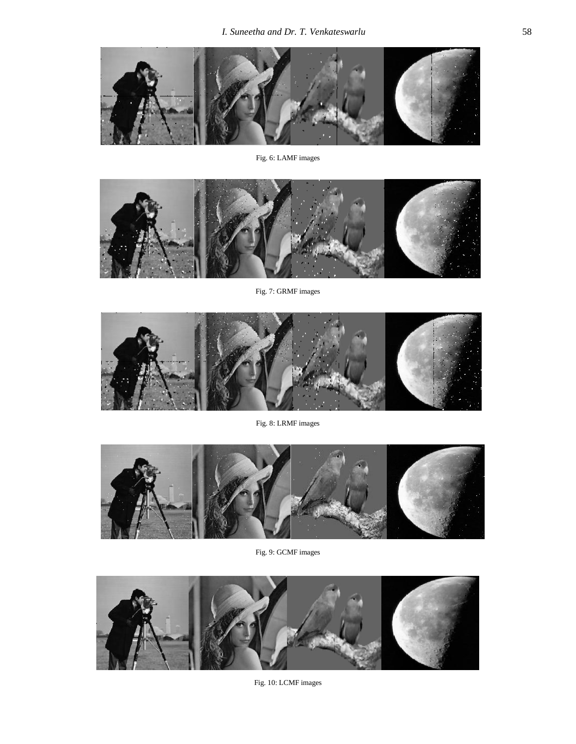Fig. 6: LAMF images

Fig. 7: GRMF images

Fig. 8: LRMF images

Fig. 9: GCMF images

Fig. 10: LCMF images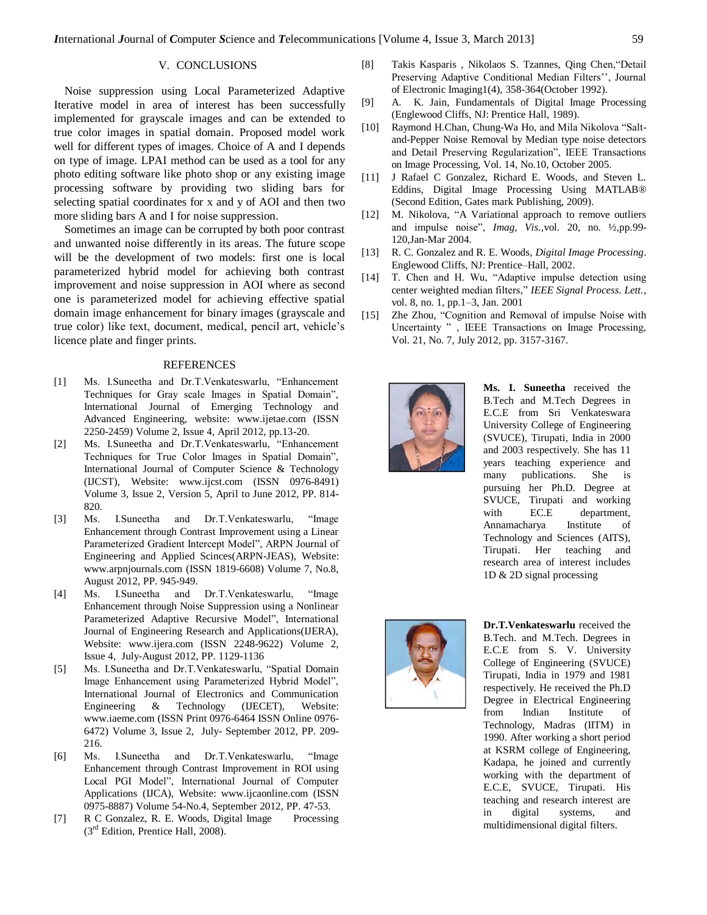## V. CONCLUSIONS

Noise suppression using Local Parameterized Adaptive Iterative model in area of interest has been successfully implemented for grayscale images and can be extended to true color images in spatial domain. Proposed model work well for different types of images. Choice of A and I depends on type of image. LPAI method can be used as a tool for any photo editing software like photo shop or any existing image processing software by providing two sliding bars for selecting spatial coordinates for x and y of AOI and then two more sliding bars A and I for noise suppression.

Sometimes an image can be corrupted by both poor contrast and unwanted noise differently in its areas. The future scope will be the development of two models: first one is local parameterized hybrid model for achieving both contrast improvement and noise suppression in AOI where as second one is parameterized model for achieving effective spatial domain image enhancement for binary images (grayscale and true color) like text, document, medical, pencil art, vehicle's licence plate and finger prints.

## REFERENCES

[1] Ms. I.Suneetha and Dr.T.Venkateswarlu, "Enhancement Techniques for Gray scale Images in Spatial Domain", International Journal of Emerging Technology and Advanced Engineering, website: www.ijetae.com (ISSN 2250-2459) Volume 2, Issue 4, April 2012, pp.13-20.

[2] Ms. I.Suneetha and Dr.T.Venkateswarlu, "Enhancement Techniques for True Color Images in Spatial Domain", International Journal of Computer Science & Technology (IJCST), Website: www.ijcst.com (ISSN 0976-8491) Volume 3, Issue 2, Version 5, April to June 2012, PP. 814-820.

[3] Ms. I.Suneetha and Dr.T.Venkateswarlu, "Image Enhancement through Contrast Improvement using a Linear Parameterized Gradient Intercept Model", ARPN Journal of Engineering and Applied Scinces(ARPN-JEAS), Website: www.arpnjournals.com (ISSN 1819-6608) Volume 7, No.8, August 2012, PP. 945-949.

[4] Ms. I.Suneetha and Dr.T.Venkateswarlu, "Image Enhancement through Noise Suppression using a Nonlinear Parameterized Adaptive Recursive Model", International Journal of Engineering Research and Applications(IJERA), Website: www.ijera.com (ISSN 2248-9622) Volume 2, Issue 4, July-August 2012, PP. 1129-1136

[5] Ms. I.Suneetha and Dr.T.Venkateswarlu, "Spatial Domain Image Enhancement using Parameterized Hybrid Model", International Journal of Electronics and Communication Engineering & Technology (IJECET), Website: www.iaeme.com (ISSN Print 0976-6464 ISSN Online 0976-6472) Volume 3, Issue 2, July- September 2012, PP. 209-216.

[6] Ms. I.Suneetha and Dr.T.Venkateswarlu, "Image Enhancement through Contrast Improvement in ROI using Local PGI Model", International Journal of Computer Applications (IJCA), Website: www.ijcaonline.com (ISSN 0975-8887) Volume 54-No.4, September 2012, PP. 47-53.

[7] R C Gonzalez, R. E. Woods, Digital Image Processing (3rd Edition, Prentice Hall, 2008).

[8] Takis Kasparis , Nikolaos S. Tzannes, Qing Chen,"Detail Preserving Adaptive Conditional Median Filters'', Journal of Electronic Imaging1(4), 358-364(October 1992).

[9] A. K. Jain, Fundamentals of Digital Image Processing (Englewood Cliffs, NJ: Prentice Hall, 1989).

[10] Raymond H.Chan, Chung-Wa Ho, and Mila Nikolova "Salt-and-Pepper Noise Removal by Median type noise detectors and Detail Preserving Regularization", IEEE Transactions on Image Processing, Vol. 14, No.10, October 2005.

[11] J Rafael C Gonzalez, Richard E. Woods, and Steven L. Eddins, Digital Image Processing Using MATLAB® (Second Edition, Gates mark Publishing, 2009).

[12] M. Nikolova, "A Variational approach to remove outliers and impulse noise", *Imag, Vis.*,vol. 20, no. ½,pp.99-120,Jan-Mar 2004.

[13] R. C. Gonzalez and R. E. Woods, *Digital Image Processing*. Englewood Cliffs, NJ: Prentice–Hall, 2002.

[14] T. Chen and H. Wu, "Adaptive impulse detection using center weighted median filters," *IEEE Signal Process. Lett.*, vol. 8, no. 1, pp.1–3, Jan. 2001

[15] Zhe Zhou, "Cognition and Removal of impulse Noise with Uncertainty " , IEEE Transactions on Image Processing, Vol. 21, No. 7, July 2012, pp. 3157-3167.

**Ms. I. Suneetha** received the B.Tech and M.Tech Degrees in E.C.E from Sri Venkateswara University College of Engineering (SVUCE), Tirupati, India in 2000 and 2003 respectively. She has 11 years teaching experience and many publications. She is pursuing her Ph.D. Degree at SVUCE, Tirupati and working with EC.E department, Annamacharya Institute of Technology and Sciences (AITS), Tirupati. Her teaching and research area of interest includes 1D & 2D signal processing

**Dr.T.Venkateswarlu** received the B.Tech. and M.Tech. Degrees in E.C.E from S. V. University College of Engineering (SVUCE) Tirupati, India in 1979 and 1981 respectively. He received the Ph.D Degree in Electrical Engineering from Indian Institute of Technology, Madras (IITM) in 1990. After working a short period at KSRM college of Engineering, Kadapa, he joined and currently working with the department of E.C.E, SVUCE, Tirupati. His teaching and research interest are in digital systems, and multidimensional digital filters.